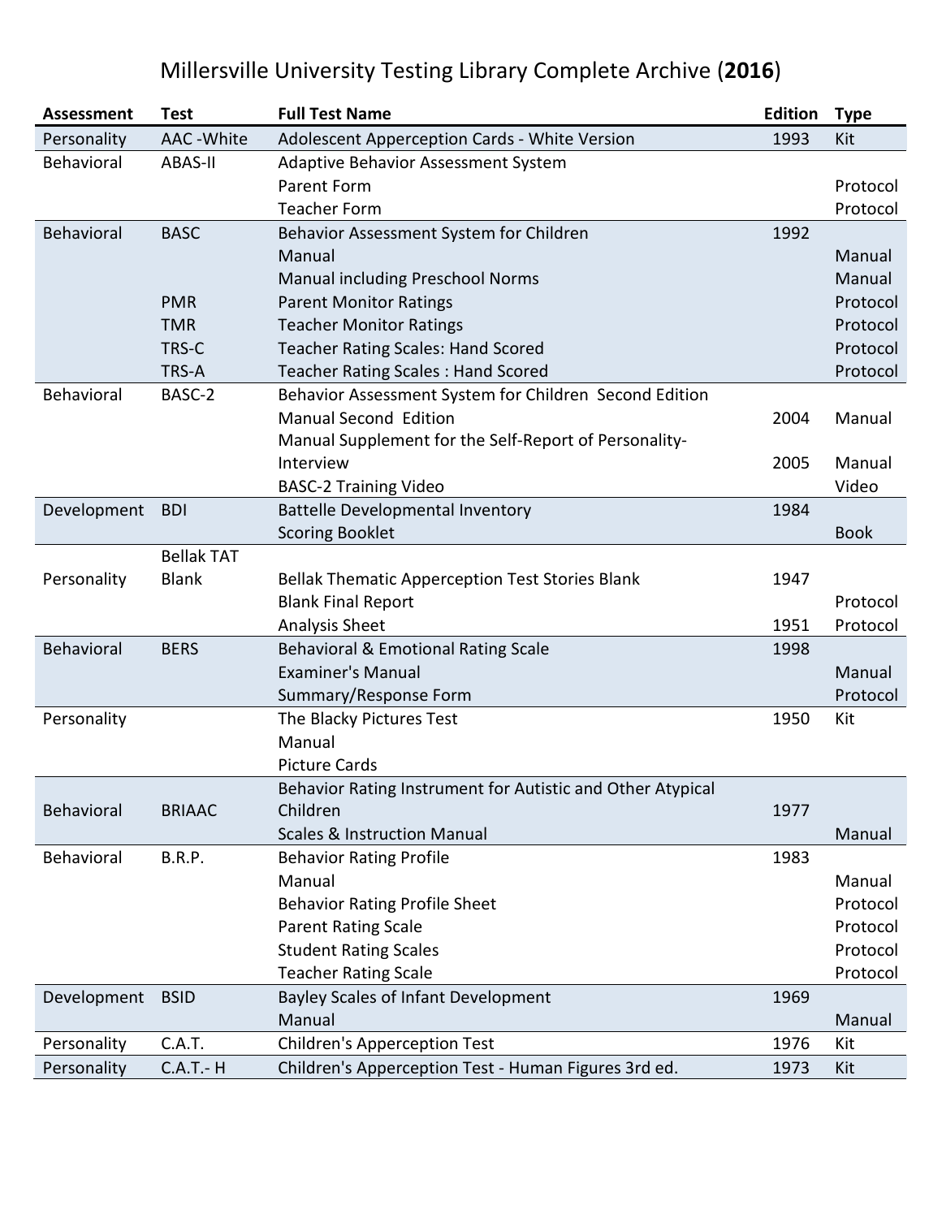# Millersville University Testing Library Complete Archive (**2016**)

| Assessment | Test | Full Test Name | Edition | Type |
|---|---|---|---|---|
| Personality | AAC -White | Adolescent Apperception Cards - White Version | 1993 | Kit |
| Behavioral | ABAS-II | Adaptive Behavior Assessment System | | |
| | | Parent Form | | Protocol |
| | | Teacher Form | | Protocol |
| Behavioral | BASC | Behavior Assessment System for Children | 1992 | |
| | | Manual | | Manual |
| | | Manual including Preschool Norms | | Manual |
| | PMR | Parent Monitor Ratings | | Protocol |
| | TMR | Teacher Monitor Ratings | | Protocol |
| | TRS-C | Teacher Rating Scales: Hand Scored | | Protocol |
| | TRS-A | Teacher Rating Scales : Hand Scored | | Protocol |
| Behavioral | BASC-2 | Behavior Assessment System for Children Second Edition | | |
| | | Manual Second Edition | 2004 | Manual |
| | | Manual Supplement for the Self-Report of Personality-Interview | 2005 | Manual |
| | | BASC-2 Training Video | | Video |
| Development | BDI | Battelle Developmental Inventory | 1984 | |
| | | Scoring Booklet | | Book |
| Personality | Bellak TAT Blank | Bellak Thematic Apperception Test Stories Blank | 1947 | |
| | | Blank Final Report | | Protocol |
| | | Analysis Sheet | 1951 | Protocol |
| Behavioral | BERS | Behavioral & Emotional Rating Scale | 1998 | |
| | | Examiner's Manual | | Manual |
| | | Summary/Response Form | | Protocol |
| Personality | | The Blacky Pictures Test | 1950 | Kit |
| | | Manual | | |
| | | Picture Cards | | |
| Behavioral | BRIAAC | Behavior Rating Instrument for Autistic and Other Atypical Children | 1977 | |
| | | Scales & Instruction Manual | | Manual |
| Behavioral | B.R.P. | Behavior Rating Profile | 1983 | |
| | | Manual | | Manual |
| | | Behavior Rating Profile Sheet | | Protocol |
| | | Parent Rating Scale | | Protocol |
| | | Student Rating Scales | | Protocol |
| | | Teacher Rating Scale | | Protocol |
| Development | BSID | Bayley Scales of Infant Development | 1969 | |
| | | Manual | | Manual |
| Personality | C.A.T. | Children's Apperception Test | 1976 | Kit |
| Personality | C.A.T.- H | Children's Apperception Test - Human Figures 3rd ed. | 1973 | Kit |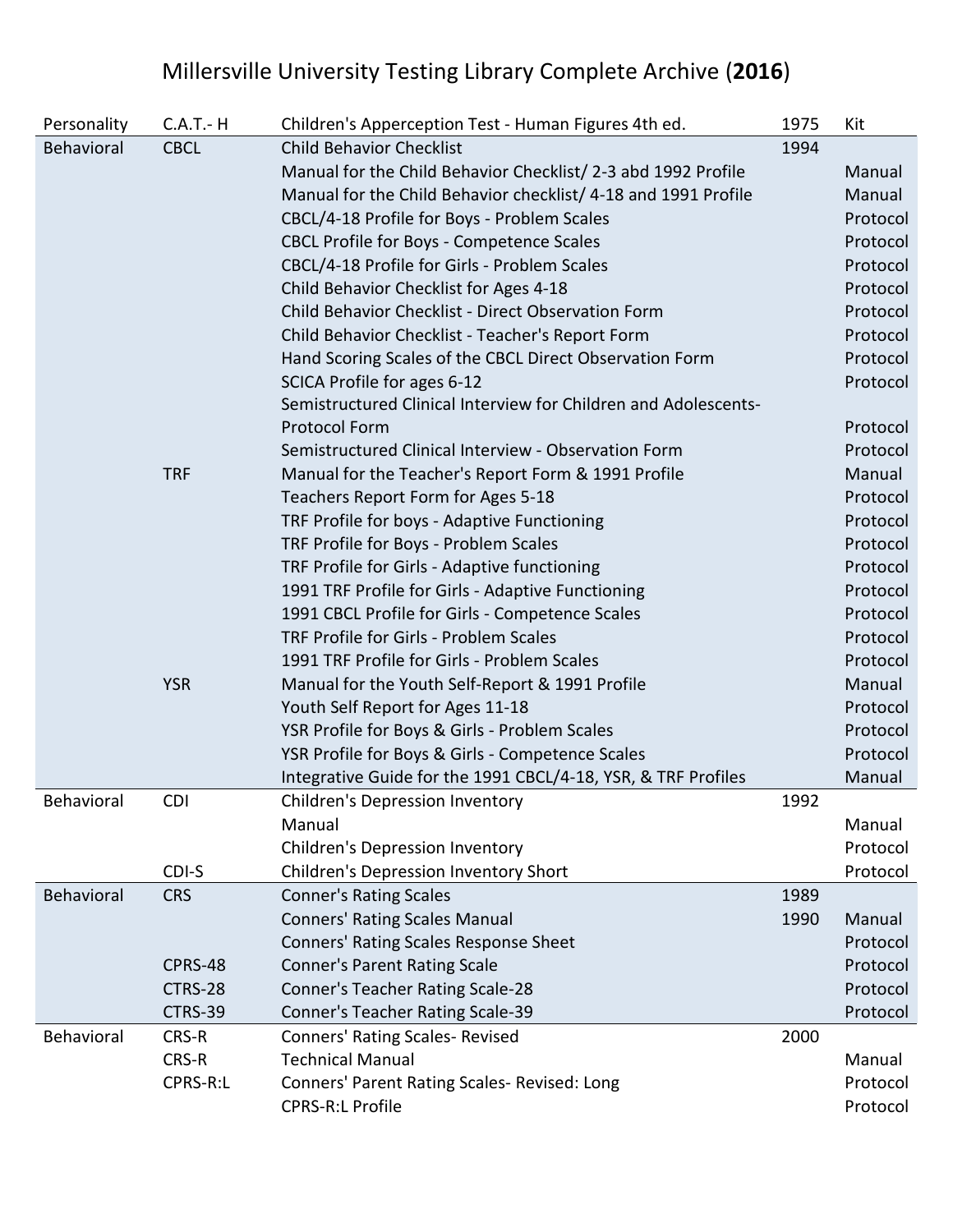# Millersville University Testing Library Complete Archive (**2016**)

| | | | | |
|---|---|---|---|---|
| Personality | C.A.T.- H | Children's Apperception Test - Human Figures 4th ed. | 1975 | Kit |
| Behavioral | CBCL | Child Behavior Checklist | 1994 | |
| | | Manual for the Child Behavior Checklist/ 2-3 abd 1992 Profile | | Manual |
| | | Manual for the Child Behavior checklist/ 4-18 and 1991 Profile | | Manual |
| | | CBCL/4-18 Profile for Boys - Problem Scales | | Protocol |
| | | CBCL Profile for Boys - Competence Scales | | Protocol |
| | | CBCL/4-18 Profile for Girls - Problem Scales | | Protocol |
| | | Child Behavior Checklist for Ages 4-18 | | Protocol |
| | | Child Behavior Checklist - Direct Observation Form | | Protocol |
| | | Child Behavior Checklist - Teacher's Report Form | | Protocol |
| | | Hand Scoring Scales of the CBCL Direct Observation Form | | Protocol |
| | | SCICA Profile for ages 6-12 | | Protocol |
| | | Semistructured Clinical Interview for Children and Adolescents-Protocol Form | | Protocol |
| | | Semistructured Clinical Interview - Observation Form | | Protocol |
| | TRF | Manual for the Teacher's Report Form & 1991 Profile | | Manual |
| | | Teachers Report Form for Ages 5-18 | | Protocol |
| | | TRF Profile for boys - Adaptive Functioning | | Protocol |
| | | TRF Profile for Boys - Problem Scales | | Protocol |
| | | TRF Profile for Girls - Adaptive functioning | | Protocol |
| | | 1991 TRF Profile for Girls - Adaptive Functioning | | Protocol |
| | | 1991 CBCL Profile for Girls - Competence Scales | | Protocol |
| | | TRF Profile for Girls - Problem Scales | | Protocol |
| | | 1991 TRF Profile for Girls - Problem Scales | | Protocol |
| | YSR | Manual for the Youth Self-Report & 1991 Profile | | Manual |
| | | Youth Self Report for Ages 11-18 | | Protocol |
| | | YSR Profile for Boys & Girls - Problem Scales | | Protocol |
| | | YSR Profile for Boys & Girls - Competence Scales | | Protocol |
| | | Integrative Guide for the 1991 CBCL/4-18, YSR, & TRF Profiles | | Manual |
| Behavioral | CDI | Children's Depression Inventory | 1992 | |
| | | Manual | | Manual |
| | | Children's Depression Inventory | | Protocol |
| | CDI-S | Children's Depression Inventory Short | | Protocol |
| Behavioral | CRS | Conner's Rating Scales | 1989 | |
| | | Conners' Rating Scales Manual | 1990 | Manual |
| | | Conners' Rating Scales Response Sheet | | Protocol |
| | CPRS-48 | Conner's Parent Rating Scale | | Protocol |
| | CTRS-28 | Conner's Teacher Rating Scale-28 | | Protocol |
| | CTRS-39 | Conner's Teacher Rating Scale-39 | | Protocol |
| Behavioral | CRS-R | Conners' Rating Scales- Revised | 2000 | |
| | CRS-R | Technical Manual | | Manual |
| | CPRS-R:L | Conners' Parent Rating Scales- Revised: Long | | Protocol |
| | | CPRS-R:L Profile | | Protocol |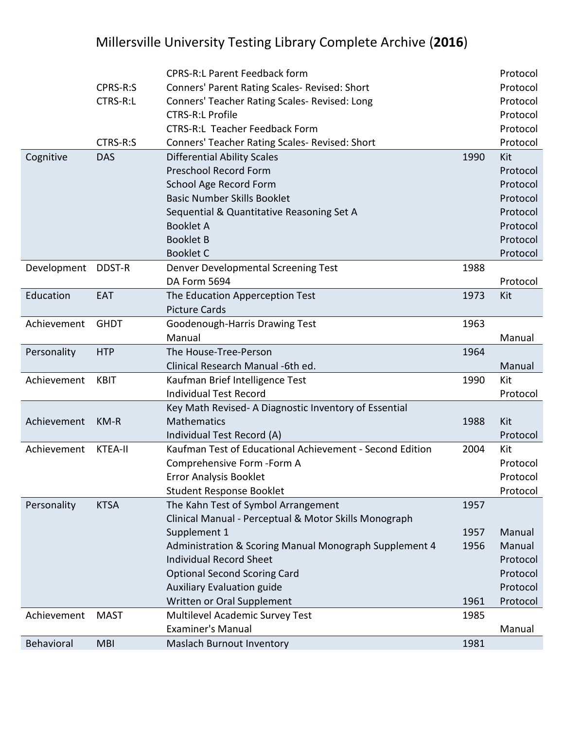# Millersville University Testing Library Complete Archive (**2016**)

| | | | | |
|---|---|---|---|---|
| | | CPRS-R:L Parent Feedback form | | Protocol |
| | CPRS-R:S | Conners' Parent Rating Scales- Revised: Short | | Protocol |
| | CTRS-R:L | Conners' Teacher Rating Scales- Revised: Long | | Protocol |
| | | CTRS-R:L Profile | | Protocol |
| | | CTRS-R:L Teacher Feedback Form | | Protocol |
| | CTRS-R:S | Conners' Teacher Rating Scales- Revised: Short | | Protocol |
| Cognitive | DAS | Differential Ability Scales | 1990 | Kit |
| | | Preschool Record Form | | Protocol |
| | | School Age Record Form | | Protocol |
| | | Basic Number Skills Booklet | | Protocol |
| | | Sequential & Quantitative Reasoning Set A | | Protocol |
| | | Booklet A | | Protocol |
| | | Booklet B | | Protocol |
| | | Booklet C | | Protocol |
| Development | DDST-R | Denver Developmental Screening Test | 1988 | |
| | | DA Form 5694 | | Protocol |
| Education | EAT | The Education Apperception Test | 1973 | Kit |
| | | Picture Cards | | |
| Achievement | GHDT | Goodenough-Harris Drawing Test | 1963 | |
| | | Manual | | Manual |
| Personality | HTP | The House-Tree-Person | 1964 | |
| | | Clinical Research Manual -6th ed. | | Manual |
| Achievement | KBIT | Kaufman Brief Intelligence Test | 1990 | Kit |
| | | Individual Test Record | | Protocol |
| Achievement | KM-R | Key Math Revised- A Diagnostic Inventory of Essential Mathematics | 1988 | Kit |
| | | Individual Test Record (A) | | Protocol |
| Achievement | KTEA-II | Kaufman Test of Educational Achievement - Second Edition | 2004 | Kit |
| | | Comprehensive Form -Form A | | Protocol |
| | | Error Analysis Booklet | | Protocol |
| | | Student Response Booklet | | Protocol |
| Personality | KTSA | The Kahn Test of Symbol Arrangement | 1957 | |
| | | Clinical Manual - Perceptual & Motor Skills Monograph Supplement 1 | 1957 | Manual |
| | | Administration & Scoring Manual Monograph Supplement 4 | 1956 | Manual |
| | | Individual Record Sheet | | Protocol |
| | | Optional Second Scoring Card | | Protocol |
| | | Auxiliary Evaluation guide | | Protocol |
| | | Written or Oral Supplement | 1961 | Protocol |
| Achievement | MAST | Multilevel Academic Survey Test | 1985 | |
| | | Examiner's Manual | | Manual |
| Behavioral | MBI | Maslach Burnout Inventory | 1981 | |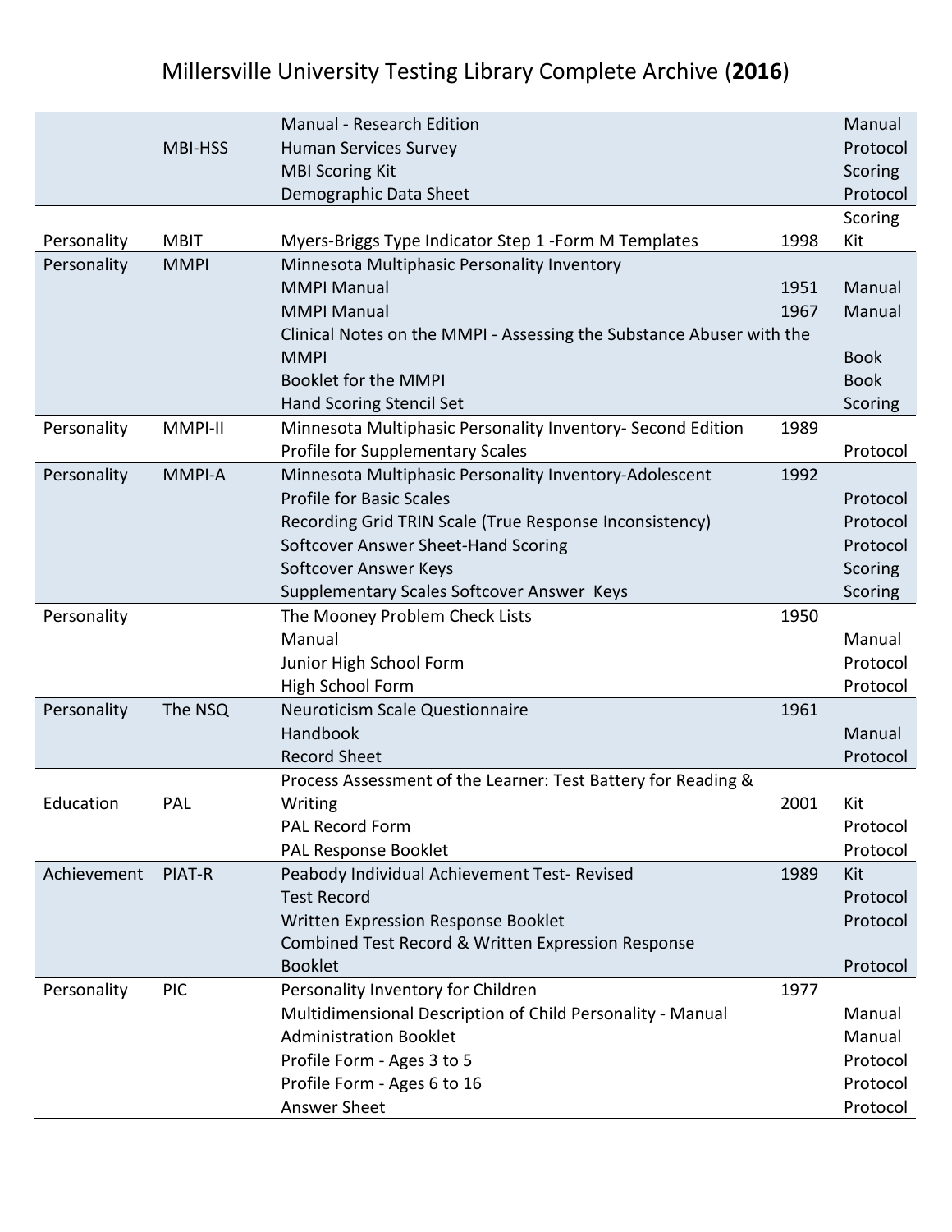# Millersville University Testing Library Complete Archive (**2016**)

| | | | | |
|---|---|---|---|---|
| | | Manual - Research Edition | | Manual |
| | MBI-HSS | Human Services Survey | | Protocol |
| | | MBI Scoring Kit | | Scoring |
| | | Demographic Data Sheet | | Protocol |
| Personality | MBIT | Myers-Briggs Type Indicator Step 1 -Form M Templates | 1998 | Scoring Kit |
| Personality | MMPI | Minnesota Multiphasic Personality Inventory | | |
| | | MMPI Manual | 1951 | Manual |
| | | MMPI Manual | 1967 | Manual |
| | | Clinical Notes on the MMPI - Assessing the Substance Abuser with the MMPI | | Book |
| | | Booklet for the MMPI | | Book |
| | | Hand Scoring Stencil Set | | Scoring |
| Personality | MMPI-II | Minnesota Multiphasic Personality Inventory- Second Edition | 1989 | |
| | | Profile for Supplementary Scales | | Protocol |
| Personality | MMPI-A | Minnesota Multiphasic Personality Inventory-Adolescent | 1992 | |
| | | Profile for Basic Scales | | Protocol |
| | | Recording Grid TRIN Scale (True Response Inconsistency) | | Protocol |
| | | Softcover Answer Sheet-Hand Scoring | | Protocol |
| | | Softcover Answer Keys | | Scoring |
| | | Supplementary Scales Softcover Answer Keys | | Scoring |
| Personality | | The Mooney Problem Check Lists | 1950 | |
| | | Manual | | Manual |
| | | Junior High School Form | | Protocol |
| | | High School Form | | Protocol |
| Personality | The NSQ | Neuroticism Scale Questionnaire | 1961 | |
| | | Handbook | | Manual |
| | | Record Sheet | | Protocol |
| Education | PAL | Process Assessment of the Learner: Test Battery for Reading & Writing | 2001 | Kit |
| | | PAL Record Form | | Protocol |
| | | PAL Response Booklet | | Protocol |
| Achievement | PIAT-R | Peabody Individual Achievement Test- Revised | 1989 | Kit |
| | | Test Record | | Protocol |
| | | Written Expression Response Booklet | | Protocol |
| | | Combined Test Record & Written Expression Response Booklet | | Protocol |
| Personality | PIC | Personality Inventory for Children | 1977 | |
| | | Multidimensional Description of Child Personality - Manual | | Manual |
| | | Administration Booklet | | Manual |
| | | Profile Form - Ages 3 to 5 | | Protocol |
| | | Profile Form - Ages 6 to 16 | | Protocol |
| | | Answer Sheet | | Protocol |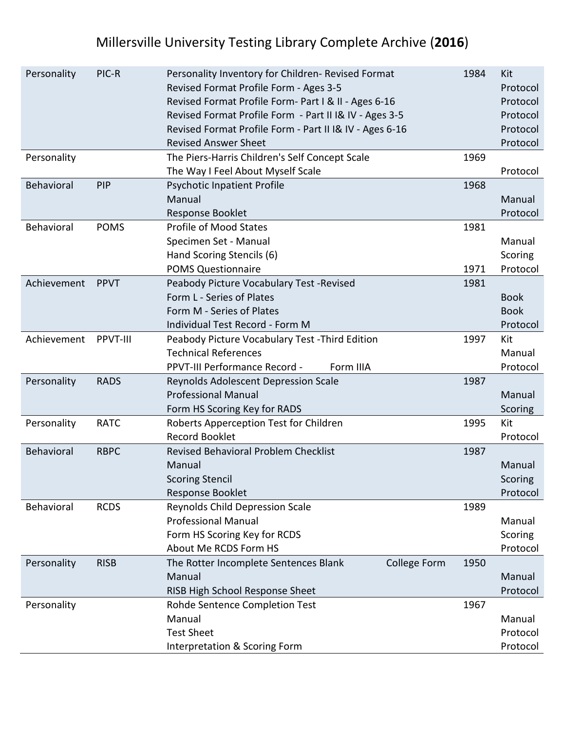# Millersville University Testing Library Complete Archive (**2016**)

| | | | | |
|---|---|---|---|---|
| Personality | PIC-R | Personality Inventory for Children- Revised Format | 1984 | Kit |
| | | Revised Format Profile Form - Ages 3-5 | | Protocol |
| | | Revised Format Profile Form- Part I & II - Ages 6-16 | | Protocol |
| | | Revised Format Profile Form - Part II I& IV - Ages 3-5 | | Protocol |
| | | Revised Format Profile Form - Part II I& IV - Ages 6-16 | | Protocol |
| | | Revised Answer Sheet | | Protocol |
| Personality | | The Piers-Harris Children's Self Concept Scale | 1969 | |
| | | The Way I Feel About Myself Scale | | Protocol |
| Behavioral | PIP | Psychotic Inpatient Profile | 1968 | |
| | | Manual | | Manual |
| | | Response Booklet | | Protocol |
| Behavioral | POMS | Profile of Mood States | 1981 | |
| | | Specimen Set - Manual | | Manual |
| | | Hand Scoring Stencils (6) | | Scoring |
| | | POMS Questionnaire | 1971 | Protocol |
| Achievement | PPVT | Peabody Picture Vocabulary Test -Revised | 1981 | |
| | | Form L - Series of Plates | | Book |
| | | Form M - Series of Plates | | Book |
| | | Individual Test Record - Form M | | Protocol |
| Achievement | PPVT-III | Peabody Picture Vocabulary Test -Third Edition | 1997 | Kit |
| | | Technical References | | Manual |
| | | PPVT-III Performance Record - Form IIIA | | Protocol |
| Personality | RADS | Reynolds Adolescent Depression Scale | 1987 | |
| | | Professional Manual | | Manual |
| | | Form HS Scoring Key for RADS | | Scoring |
| Personality | RATC | Roberts Apperception Test for Children | 1995 | Kit |
| | | Record Booklet | | Protocol |
| Behavioral | RBPC | Revised Behavioral Problem Checklist | 1987 | |
| | | Manual | | Manual |
| | | Scoring Stencil | | Scoring |
| | | Response Booklet | | Protocol |
| Behavioral | RCDS | Reynolds Child Depression Scale | 1989 | |
| | | Professional Manual | | Manual |
| | | Form HS Scoring Key for RCDS | | Scoring |
| | | About Me RCDS Form HS | | Protocol |
| Personality | RISB | The Rotter Incomplete Sentences Blank College Form | 1950 | |
| | | Manual | | Manual |
| | | RISB High School Response Sheet | | Protocol |
| Personality | | Rohde Sentence Completion Test | 1967 | |
| | | Manual | | Manual |
| | | Test Sheet | | Protocol |
| | | Interpretation & Scoring Form | | Protocol |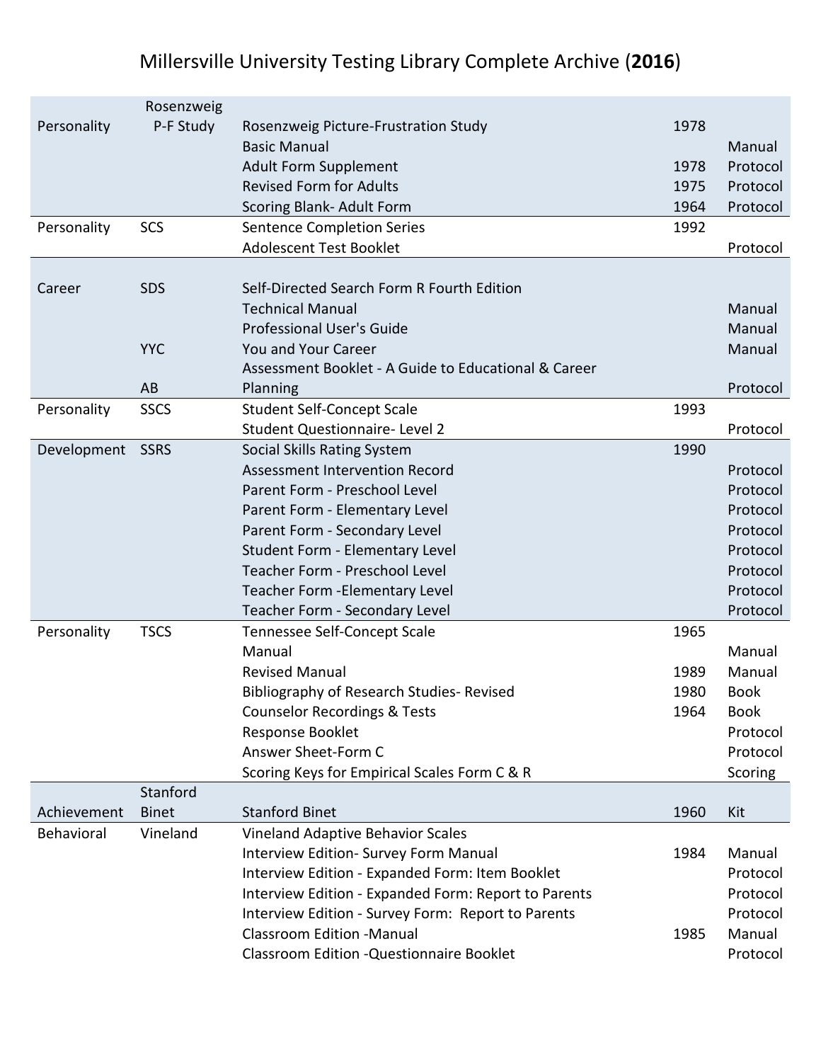# Millersville University Testing Library Complete Archive (**2016**)

| | | | | |
|---|---|---|---|---|
| Personality | Rosenzweig P-F Study | Rosenzweig Picture-Frustration Study | 1978 | |
| | | Basic Manual | | Manual |
| | | Adult Form Supplement | 1978 | Protocol |
| | | Revised Form for Adults | 1975 | Protocol |
| | | Scoring Blank- Adult Form | 1964 | Protocol |
| Personality | SCS | Sentence Completion Series | 1992 | |
| | | Adolescent Test Booklet | | Protocol |
| Career | SDS | Self-Directed Search Form R Fourth Edition | | |
| | | Technical Manual | | Manual |
| | | Professional User's Guide | | Manual |
| | YYC | You and Your Career | | Manual |
| | AB | Assessment Booklet - A Guide to Educational & Career Planning | | Protocol |
| Personality | SSCS | Student Self-Concept Scale | 1993 | |
| | | Student Questionnaire- Level 2 | | Protocol |
| Development | SSRS | Social Skills Rating System | 1990 | |
| | | Assessment Intervention Record | | Protocol |
| | | Parent Form - Preschool Level | | Protocol |
| | | Parent Form - Elementary Level | | Protocol |
| | | Parent Form - Secondary Level | | Protocol |
| | | Student Form - Elementary Level | | Protocol |
| | | Teacher Form - Preschool Level | | Protocol |
| | | Teacher Form -Elementary Level | | Protocol |
| | | Teacher Form - Secondary Level | | Protocol |
| Personality | TSCS | Tennessee Self-Concept Scale | 1965 | |
| | | Manual | | Manual |
| | | Revised Manual | 1989 | Manual |
| | | Bibliography of Research Studies- Revised | 1980 | Book |
| | | Counselor Recordings & Tests | 1964 | Book |
| | | Response Booklet | | Protocol |
| | | Answer Sheet-Form C | | Protocol |
| | | Scoring Keys for Empirical Scales Form C & R | | Scoring |
| Achievement | Stanford Binet | Stanford Binet | 1960 | Kit |
| Behavioral | Vineland | Vineland Adaptive Behavior Scales | | |
| | | Interview Edition- Survey Form Manual | 1984 | Manual |
| | | Interview Edition - Expanded Form: Item Booklet | | Protocol |
| | | Interview Edition - Expanded Form: Report to Parents | | Protocol |
| | | Interview Edition - Survey Form: Report to Parents | | Protocol |
| | | Classroom Edition -Manual | 1985 | Manual |
| | | Classroom Edition -Questionnaire Booklet | | Protocol |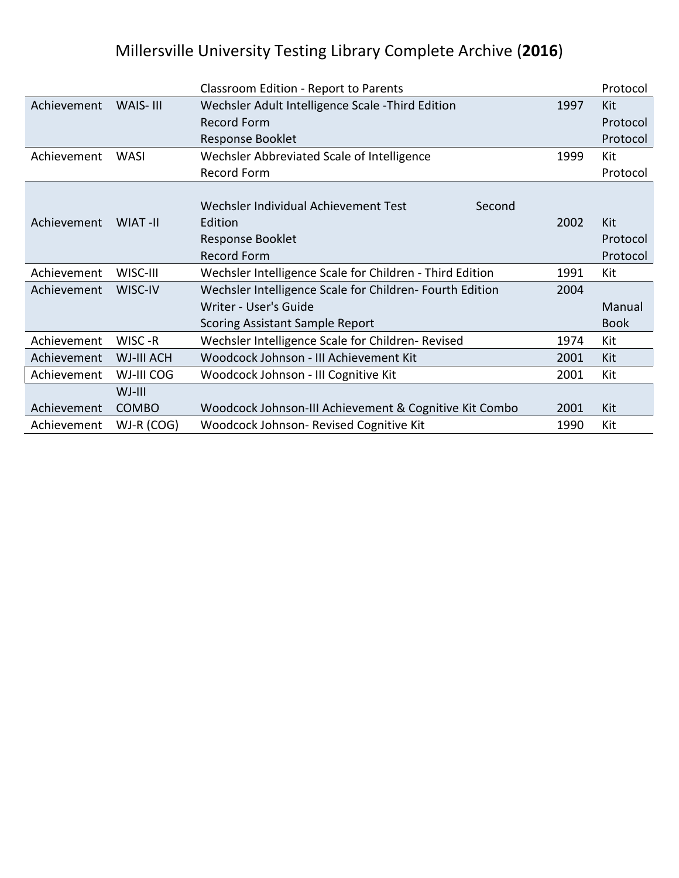# Millersville University Testing Library Complete Archive (**2016**)

| | | | | |
|---|---|---|---|---|
| | | Classroom Edition - Report to Parents | | Protocol |
| Achievement | WAIS- III | Wechsler Adult Intelligence Scale -Third Edition | 1997 | Kit |
| | | Record Form | | Protocol |
| | | Response Booklet | | Protocol |
| Achievement | WASI | Wechsler Abbreviated Scale of Intelligence | 1999 | Kit |
| | | Record Form | | Protocol |
| Achievement | WIAT -II | Wechsler Individual Achievement Test Second Edition | 2002 | Kit |
| | | Response Booklet | | Protocol |
| | | Record Form | | Protocol |
| Achievement | WISC-III | Wechsler Intelligence Scale for Children - Third Edition | 1991 | Kit |
| Achievement | WISC-IV | Wechsler Intelligence Scale for Children- Fourth Edition | 2004 | |
| | | Writer - User's Guide | | Manual |
| | | Scoring Assistant Sample Report | | Book |
| Achievement | WISC -R | Wechsler Intelligence Scale for Children- Revised | 1974 | Kit |
| Achievement | WJ-III ACH | Woodcock Johnson - III Achievement Kit | 2001 | Kit |
| Achievement | WJ-III COG | Woodcock Johnson - III Cognitive Kit | 2001 | Kit |
| Achievement | WJ-III COMBO | Woodcock Johnson-III Achievement & Cognitive Kit Combo | 2001 | Kit |
| Achievement | WJ-R (COG) | Woodcock Johnson- Revised Cognitive Kit | 1990 | Kit |